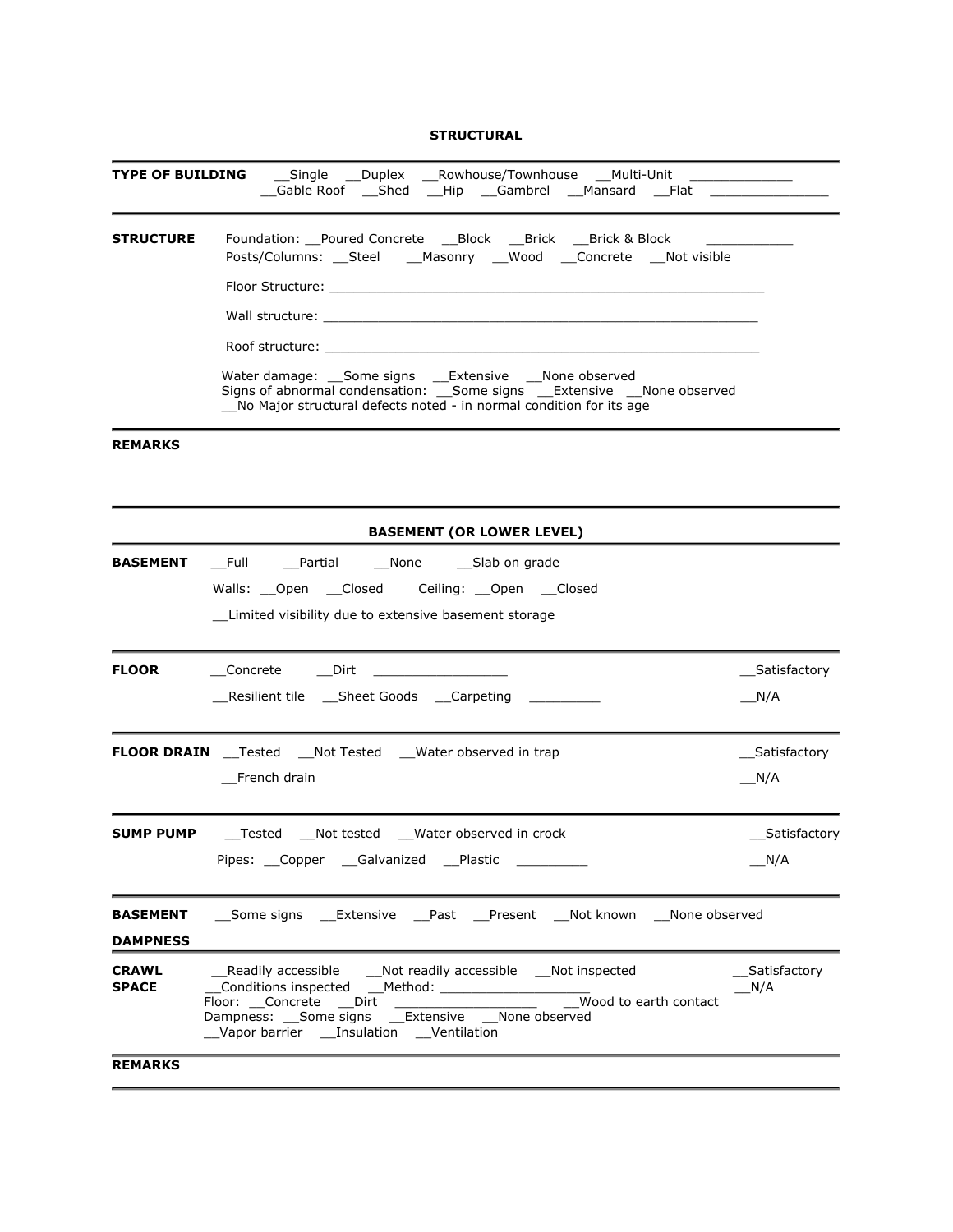## STRUCTURAL

**TYPE OF BUILDING** __Single __Duplex __Rowhouse/Townhouse __Multi-Unit _____________
__Gable Roof __Shed __Hip __Gambrel __Mansard __Flat _______________

**STRUCTURE** Foundation: __Poured Concrete __Block __Brick __Brick & Block ___________
Posts/Columns: __Steel __Masonry __Wood __Concrete __Not visible

Floor Structure: _________________________________________________________

Wall structure: _________________________________________________________

Roof structure: _________________________________________________________

Water damage: __Some signs __Extensive __None observed
Signs of abnormal condensation: __Some signs __Extensive __None observed
__No Major structural defects noted - in normal condition for its age

**REMARKS**

## BASEMENT (OR LOWER LEVEL)

**BASEMENT** __Full __Partial __None __Slab on grade
Walls: __Open __Closed Ceiling: __Open __Closed
__Limited visibility due to extensive basement storage

**FLOOR** __Concrete __Dirt _________________ __Satisfactory
__Resilient tile __Sheet Goods __Carpeting _________ __N/A

**FLOOR DRAIN** __Tested __Not Tested __Water observed in trap __Satisfactory
__French drain __N/A

**SUMP PUMP** __Tested __Not tested __Water observed in crock __Satisfactory
Pipes: __Copper __Galvanized __Plastic _________ __N/A

**BASEMENT DAMPNESS** __Some signs __Extensive __Past __Present __Not known __None observed

**CRAWL SPACE** __Readily accessible __Not readily accessible __Not inspected __Satisfactory
__Conditions inspected __Method: ___________________ __N/A
Floor: __Concrete __Dirt __________________ __Wood to earth contact
Dampness: __Some signs __Extensive __None observed
__Vapor barrier __Insulation __Ventilation

**REMARKS**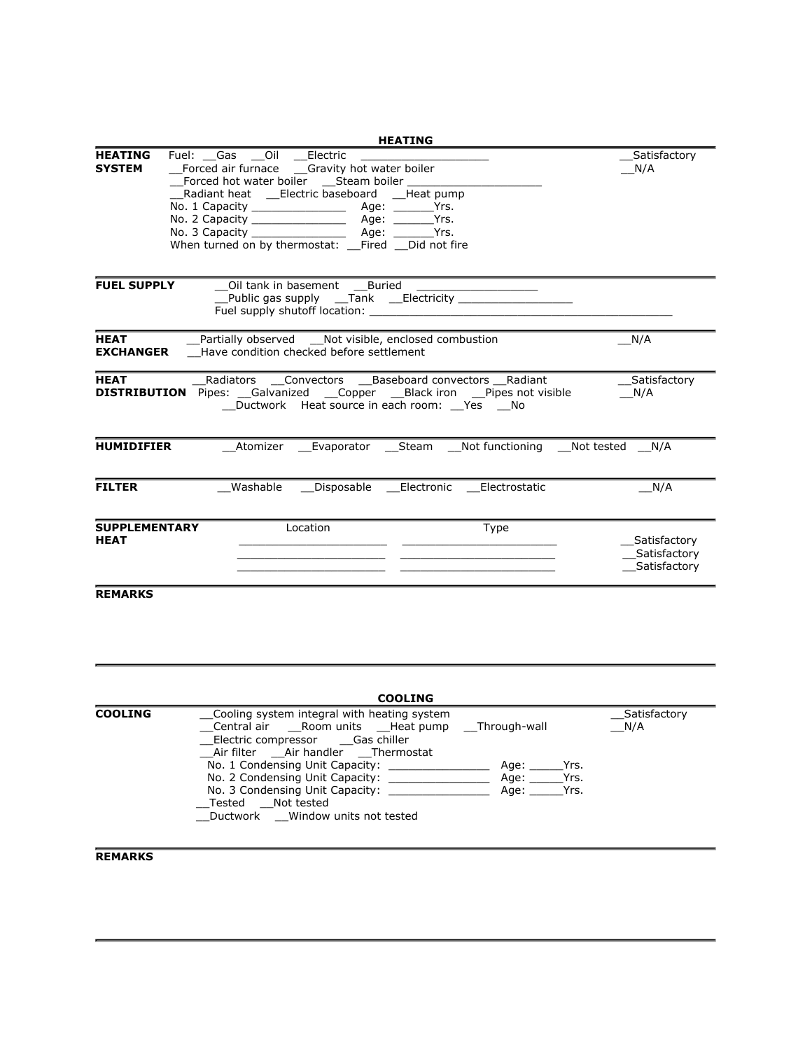## HEATING

**HEATING SYSTEM**

Fuel: __Gas __Oil __Electric ____________________

__Forced air furnace __Gravity hot water boiler

__Forced hot water boiler __Steam boiler ____________________

__Radiant heat __Electric baseboard __Heat pump

No. 1 Capacity ______________ Age: ______Yrs.

No. 2 Capacity ______________ Age: ______Yrs.

No. 3 Capacity ______________ Age: ______Yrs.

When turned on by thermostat: __Fired __Did not fire

__Satisfactory
__N/A

---

**FUEL SUPPLY**

__Oil tank in basement __Buried ___________________

__Public gas supply __Tank __Electricity __________________

Fuel supply shutoff location: ________________________________________________

---

**HEAT EXCHANGER**

__Partially observed __Not visible, enclosed combustion

__Have condition checked before settlement

__N/A

---

**HEAT DISTRIBUTION**

__Radiators __Convectors __Baseboard convectors __Radiant

Pipes: __Galvanized __Copper __Black iron __Pipes not visible

__Ductwork Heat source in each room: __Yes __No

__Satisfactory
__N/A

---

**HUMIDIFIER**

__Atomizer __Evaporator __Steam __Not functioning __Not tested __N/A

---

**FILTER**

__Washable __Disposable __Electronic __Electrostatic __N/A

---

**SUPPLEMENTARY HEAT**

| Location | Type | |
|---|---|---|
| ______________________ | ________________________ | __Satisfactory |
| ______________________ | ________________________ | __Satisfactory |
| ______________________ | ________________________ | __Satisfactory |

---

**REMARKS**

---

## COOLING

**COOLING**

__Cooling system integral with heating system

__Central air __Room units __Heat pump __Through-wall

__Electric compressor __Gas chiller

__Air filter __Air handler __Thermostat

No. 1 Condensing Unit Capacity: _______________ Age: _____Yrs.

No. 2 Condensing Unit Capacity: _______________ Age: _____Yrs.

No. 3 Condensing Unit Capacity: _______________ Age: _____Yrs.

__Tested __Not tested

__Ductwork __Window units not tested

__Satisfactory
__N/A

---

**REMARKS**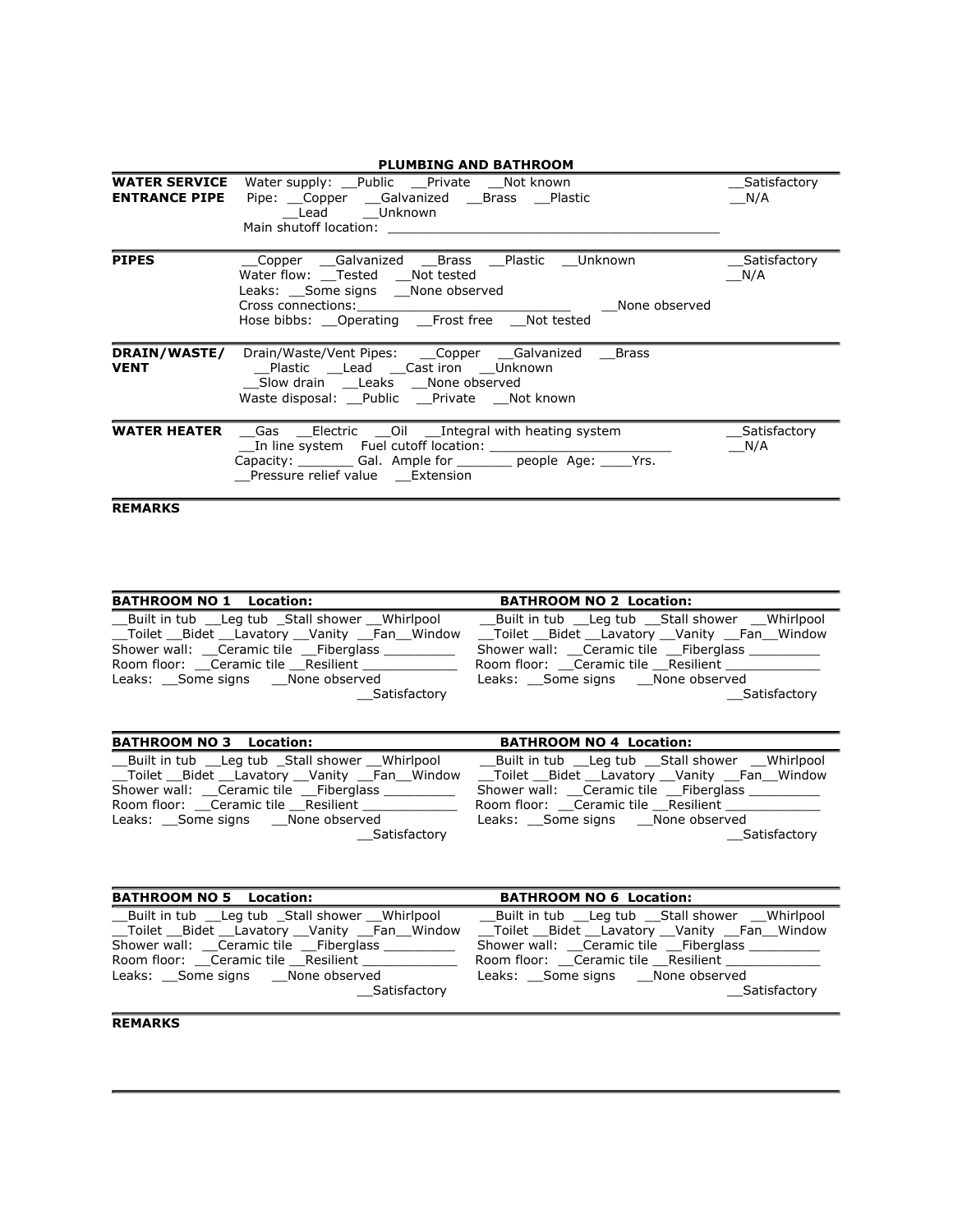## PLUMBING AND BATHROOM

| | | |
|---|---|---|
| **WATER SERVICE ENTRANCE PIPE** | Water supply: __Public __Private __Not known<br>Pipe: __Copper __Galvanized __Brass __Plastic __Lead __Unknown<br>Main shutoff location: ____________________________________________ | __Satisfactory<br>__N/A |
| **PIPES** | __Copper __Galvanized __Brass __Plastic __Unknown<br>Water flow: __Tested __Not tested<br>Leaks: __Some signs __None observed<br>Cross connections:____________________________ __None observed<br>Hose bibbs: __Operating __Frost free __Not tested | __Satisfactory<br>__N/A |
| **DRAIN/WASTE/ VENT** | Drain/Waste/Vent Pipes: __Copper __Galvanized __Brass __Plastic __Lead __Cast iron __Unknown<br>__Slow drain __Leaks __None observed<br>Waste disposal: __Public __Private __Not known | |
| **WATER HEATER** | __Gas __Electric __Oil __Integral with heating system<br>__In line system Fuel cutoff location: _______________________<br>Capacity: _______ Gal. Ample for _______ people Age: ____Yrs.<br>__Pressure relief value __Extension | __Satisfactory<br>__N/A |

**REMARKS**

| **BATHROOM NO 1 Location:** | **BATHROOM NO 2 Location:** |
|---|---|
| __Built in tub __Leg tub _Stall shower __Whirlpool | __Built in tub __Leg tub __Stall shower __Whirlpool |
| __Toilet __Bidet __Lavatory __Vanity __Fan__Window | __Toilet __Bidet __Lavatory __Vanity __Fan__Window |
| Shower wall: __Ceramic tile __Fiberglass _________ | Shower wall: __Ceramic tile __Fiberglass _________ |
| Room floor: __Ceramic tile __Resilient ____________ | Room floor: __Ceramic tile __Resilient ____________ |
| Leaks: __Some signs __None observed | Leaks: __Some signs __None observed |
| __Satisfactory | __Satisfactory |

| **BATHROOM NO 3 Location:** | **BATHROOM NO 4 Location:** |
|---|---|
| __Built in tub __Leg tub _Stall shower __Whirlpool | __Built in tub __Leg tub __Stall shower __Whirlpool |
| __Toilet __Bidet __Lavatory __Vanity __Fan__Window | __Toilet __Bidet __Lavatory __Vanity __Fan__Window |
| Shower wall: __Ceramic tile __Fiberglass _________ | Shower wall: __Ceramic tile __Fiberglass _________ |
| Room floor: __Ceramic tile __Resilient ____________ | Room floor: __Ceramic tile __Resilient ____________ |
| Leaks: __Some signs __None observed | Leaks: __Some signs __None observed |
| __Satisfactory | __Satisfactory |

| **BATHROOM NO 5 Location:** | **BATHROOM NO 6 Location:** |
|---|---|
| __Built in tub __Leg tub _Stall shower __Whirlpool | __Built in tub __Leg tub __Stall shower __Whirlpool |
| __Toilet __Bidet __Lavatory __Vanity __Fan__Window | __Toilet __Bidet __Lavatory __Vanity __Fan__Window |
| Shower wall: __Ceramic tile __Fiberglass _________ | Shower wall: __Ceramic tile __Fiberglass _________ |
| Room floor: __Ceramic tile __Resilient ____________ | Room floor: __Ceramic tile __Resilient ____________ |
| Leaks: __Some signs __None observed | Leaks: __Some signs __None observed |
| __Satisfactory | __Satisfactory |

**REMARKS**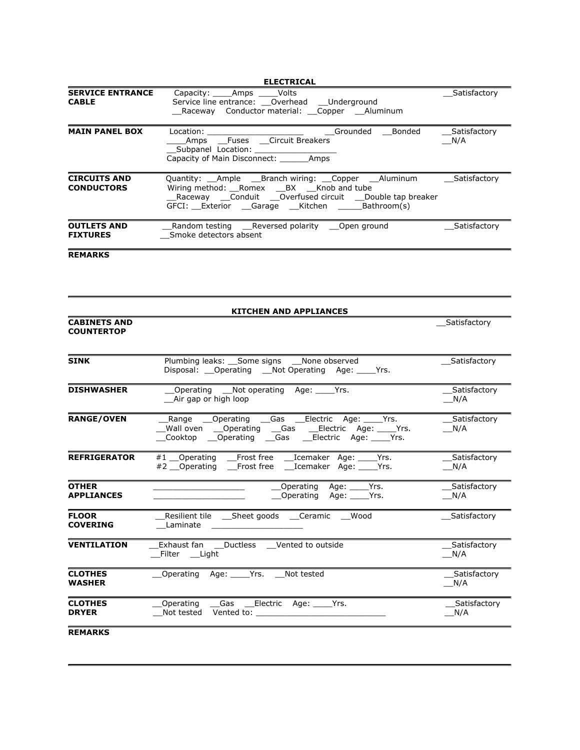## ELECTRICAL

| | | |
|---|---|---|
| **SERVICE ENTRANCE CABLE** | Capacity: ____Amps ____Volts<br>Service line entrance: __Overhead __Underground<br>__Raceway Conductor material: __Copper __Aluminum | __Satisfactory |
| **MAIN PANEL BOX** | Location: ____________________ __Grounded __Bonded<br>____Amps __Fuses __Circuit Breakers<br>__Subpanel Location: _________________<br>Capacity of Main Disconnect: ______Amps | __Satisfactory<br>__N/A |
| **CIRCUITS AND CONDUCTORS** | Quantity: __Ample __Branch wiring: __Copper __Aluminum<br>Wiring method: __Romex __BX __Knob and tube<br>__Raceway __Conduit __Overfused circuit __Double tap breaker<br>GFCI: __Exterior __Garage __Kitchen _____Bathroom(s) | __Satisfactory |
| **OUTLETS AND FIXTURES** | __Random testing __Reversed polarity __Open ground<br>__Smoke detectors absent | __Satisfactory |

**REMARKS**

## KITCHEN AND APPLIANCES

| | | |
|---|---|---|
| **CABINETS AND COUNTERTOP** | | __Satisfactory |
| **SINK** | Plumbing leaks: __Some signs __None observed<br>Disposal: __Operating __Not Operating Age: ____Yrs. | __Satisfactory |
| **DISHWASHER** | __Operating __Not operating Age: ____Yrs.<br>__Air gap or high loop | __Satisfactory<br>__N/A |
| **RANGE/OVEN** | __Range __Operating __Gas __Electric Age: ____Yrs.<br>__Wall oven __Operating __Gas __Electric Age: ____Yrs.<br>__Cooktop __Operating __Gas __Electric Age: ____Yrs. | __Satisfactory<br>__N/A |
| **REFRIGERATOR** | #1 __Operating __Frost free __Icemaker Age: ____Yrs.<br>#2 __Operating __Frost free __Icemaker Age: ____Yrs. | __Satisfactory<br>__N/A |
| **OTHER APPLIANCES** | ___________________ __Operating Age: ____Yrs.<br>___________________ __Operating Age: ____Yrs. | __Satisfactory<br>__N/A |
| **FLOOR COVERING** | __Resilient tile __Sheet goods __Ceramic __Wood<br>__Laminate ___________________ | __Satisfactory |
| **VENTILATION** | __Exhaust fan __Ductless __Vented to outside<br>__Filter __Light | __Satisfactory<br>__N/A |
| **CLOTHES WASHER** | __Operating Age: ____Yrs. __Not tested | __Satisfactory<br>__N/A |
| **CLOTHES DRYER** | __Operating __Gas __Electric Age: ____Yrs.<br>__Not tested Vented to: ___________________________ | __Satisfactory<br>__N/A |

**REMARKS**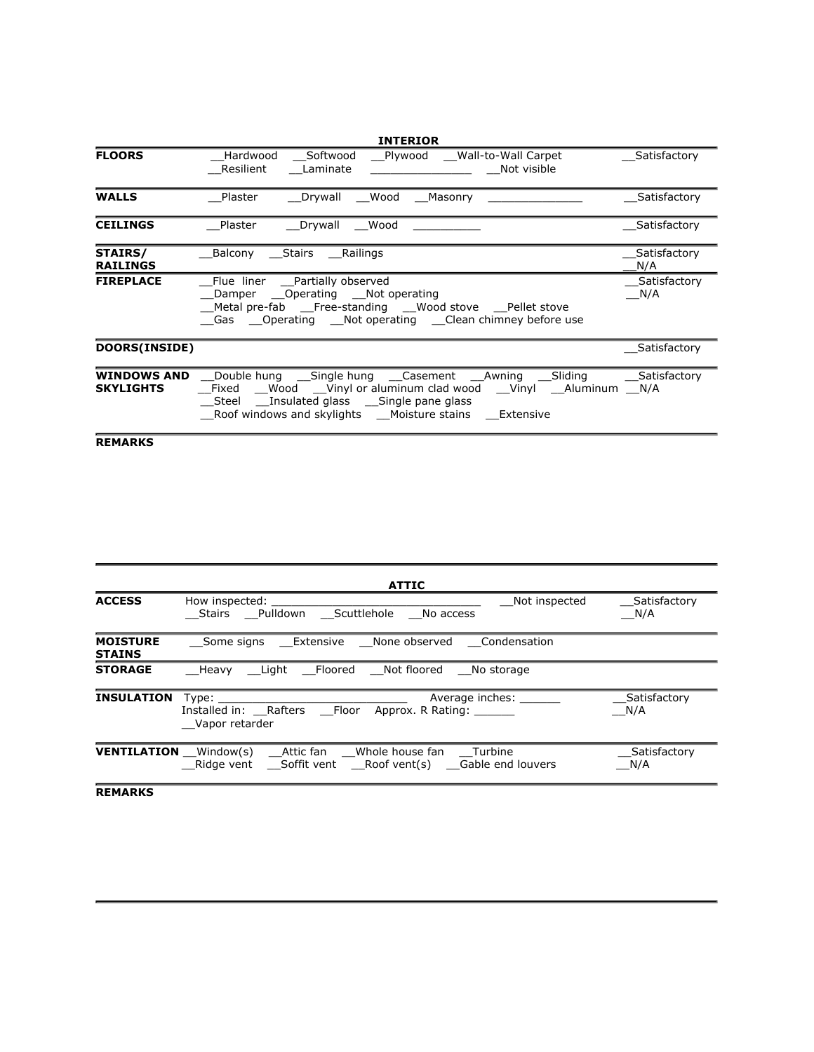## INTERIOR

| | | |
|---|---|---|
| **FLOORS** | __Hardwood __Softwood __Plywood __Wall-to-Wall Carpet<br>__Resilient __Laminate _______________ __Not visible | __Satisfactory |
| **WALLS** | __Plaster __Drywall __Wood __Masonry ______________ | __Satisfactory |
| **CEILINGS** | __Plaster __Drywall __Wood __________ | __Satisfactory |
| **STAIRS/ RAILINGS** | __Balcony __Stairs __Railings | __Satisfactory<br>__N/A |
| **FIREPLACE** | __Flue liner __Partially observed<br>__Damper __Operating __Not operating<br>__Metal pre-fab __Free-standing __Wood stove __Pellet stove<br>__Gas __Operating __Not operating __Clean chimney before use | __Satisfactory<br>__N/A |
| **DOORS(INSIDE)** | | __Satisfactory |
| **WINDOWS AND SKYLIGHTS** | __Double hung __Single hung __Casement __Awning __Sliding<br>__Fixed __Wood __Vinyl or aluminum clad wood __Vinyl __Aluminum<br>__Steel __Insulated glass __Single pane glass<br>__Roof windows and skylights __Moisture stains __Extensive | __Satisfactory<br>__N/A |

**REMARKS**

## ATTIC

| | | |
|---|---|---|
| **ACCESS** | How inspected: _______________________________ __Not inspected<br>__Stairs __Pulldown __Scuttlehole __No access | __Satisfactory<br>__N/A |
| **MOISTURE STAINS** | __Some signs __Extensive __None observed __Condensation | |
| **STORAGE** | __Heavy __Light __Floored __Not floored __No storage | |
| **INSULATION** | Type: ____________________________ Average inches: ______<br>Installed in: __Rafters __Floor Approx. R Rating: ______<br>__Vapor retarder | __Satisfactory<br>__N/A |
| **VENTILATION** | __Window(s) __Attic fan __Whole house fan __Turbine<br>__Ridge vent __Soffit vent __Roof vent(s) __Gable end louvers | __Satisfactory<br>__N/A |

**REMARKS**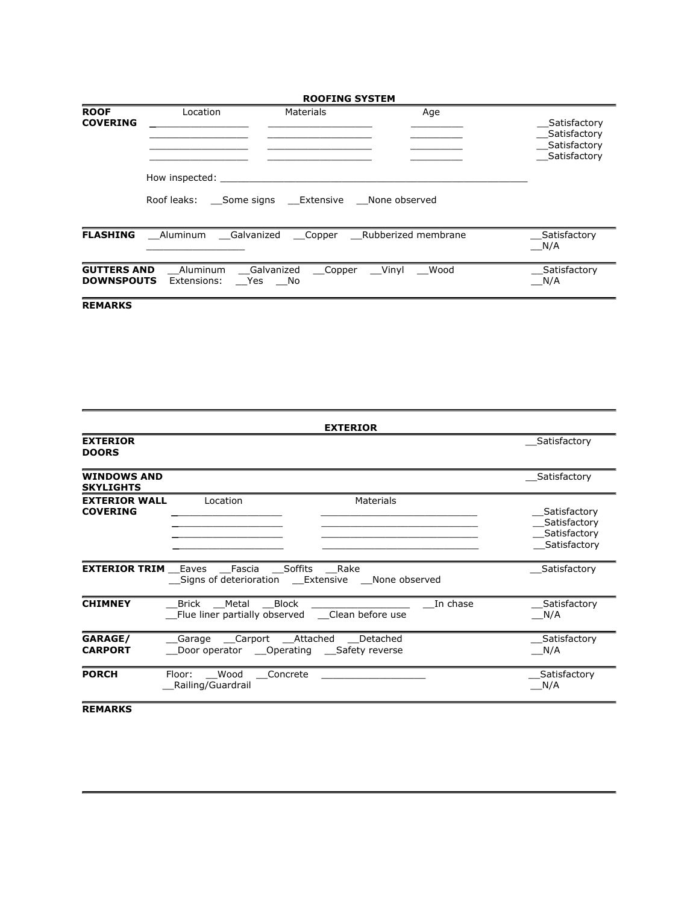## ROOFING SYSTEM

| | | | | |
|---|---|---|---|---|
| **ROOF COVERING** | Location | Materials | Age | |
| | _________________ | ___________________ | _________ | __Satisfactory |
| | _________________ | ___________________ | _________ | __Satisfactory |
| | _________________ | ___________________ | _________ | __Satisfactory |
| | _________________ | ___________________ | _________ | __Satisfactory |

How inspected: _______________________________________________________

Roof leaks: __Some signs __Extensive __None observed

| | | |
|---|---|---|
| **FLASHING** | __Aluminum __Galvanized __Copper __Rubberized membrane<br>_________________ | __Satisfactory<br>__N/A |
| **GUTTERS AND DOWNSPOUTS** | __Aluminum __Galvanized __Copper __Vinyl __Wood<br>Extensions: __Yes __No | __Satisfactory<br>__N/A |

**REMARKS**

## EXTERIOR

| | | |
|---|---|---|
| **EXTERIOR DOORS** | | __Satisfactory |
| **WINDOWS AND SKYLIGHTS** | | __Satisfactory |

| | | | |
|---|---|---|---|
| **EXTERIOR WALL COVERING** | Location | Materials | |
| | ___________________ | ____________________________ | __Satisfactory |
| | ___________________ | ____________________________ | __Satisfactory |
| | ___________________ | ____________________________ | __Satisfactory |
| | ___________________ | ____________________________ | __Satisfactory |

| | | |
|---|---|---|
| **EXTERIOR TRIM** | __Eaves __Fascia __Soffits __Rake<br>__Signs of deterioration __Extensive __None observed | __Satisfactory |
| **CHIMNEY** | __Brick __Metal __Block _________________ __In chase<br>__Flue liner partially observed __Clean before use | __Satisfactory<br>__N/A |
| **GARAGE/ CARPORT** | __Garage __Carport __Attached __Detached<br>__Door operator __Operating __Safety reverse | __Satisfactory<br>__N/A |
| **PORCH** | Floor: __Wood __Concrete __________________<br>__Railing/Guardrail | __Satisfactory<br>__N/A |

**REMARKS**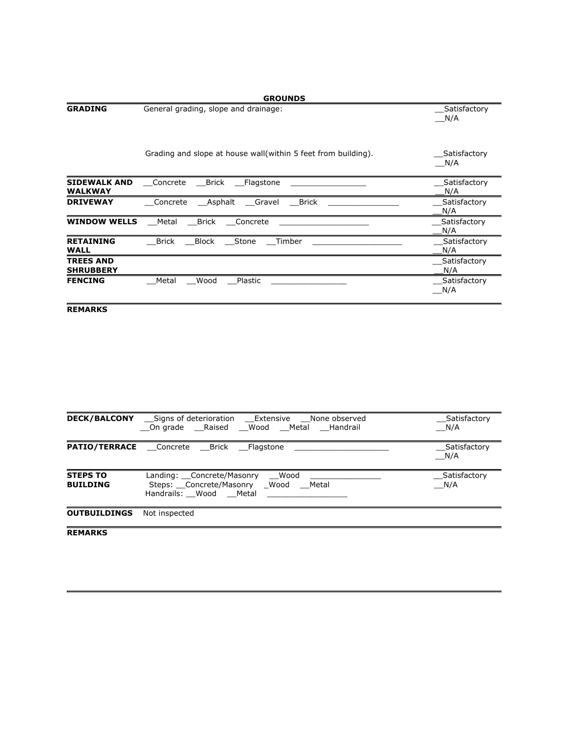## GROUNDS

| | | |
|---|---|---|
| **GRADING** | General grading, slope and drainage: | __Satisfactory<br>__N/A |
| | Grading and slope at house wall(within 5 feet from building). | __Satisfactory<br>__N/A |
| **SIDEWALK AND WALKWAY** | __Concrete __Brick __Flagstone ________________ | __Satisfactory<br>__N/A |
| **DRIVEWAY** | __Concrete __Asphalt __Gravel __Brick _______________ | __Satisfactory<br>__N/A |
| **WINDOW WELLS** | __Metal __Brick __Concrete ___________________ | __Satisfactory<br>__N/A |
| **RETAINING WALL** | __Brick __Block __Stone __Timber ___________________ | __Satisfactory<br>__N/A |
| **TREES AND SHRUBBERY** | | __Satisfactory<br>__N/A |
| **FENCING** | __Metal __Wood __Plastic ________________ | __Satisfactory<br>__N/A |

**REMARKS**

| | | |
|---|---|---|
| **DECK/BALCONY** | __Signs of deterioration __Extensive __None observed<br>__On grade __Raised __Wood __Metal __Handrail | __Satisfactory<br>__N/A |
| **PATIO/TERRACE** | __Concrete __Brick __Flagstone ____________________ | __Satisfactory<br>__N/A |
| **STEPS TO BUILDING** | Landing: __Concrete/Masonry __Wood _______________<br>Steps: __Concrete/Masonry _Wood __Metal<br>Handrails: __Wood __Metal ________________ | __Satisfactory<br>__N/A |
| **OUTBUILDINGS** | Not inspected | |

**REMARKS**